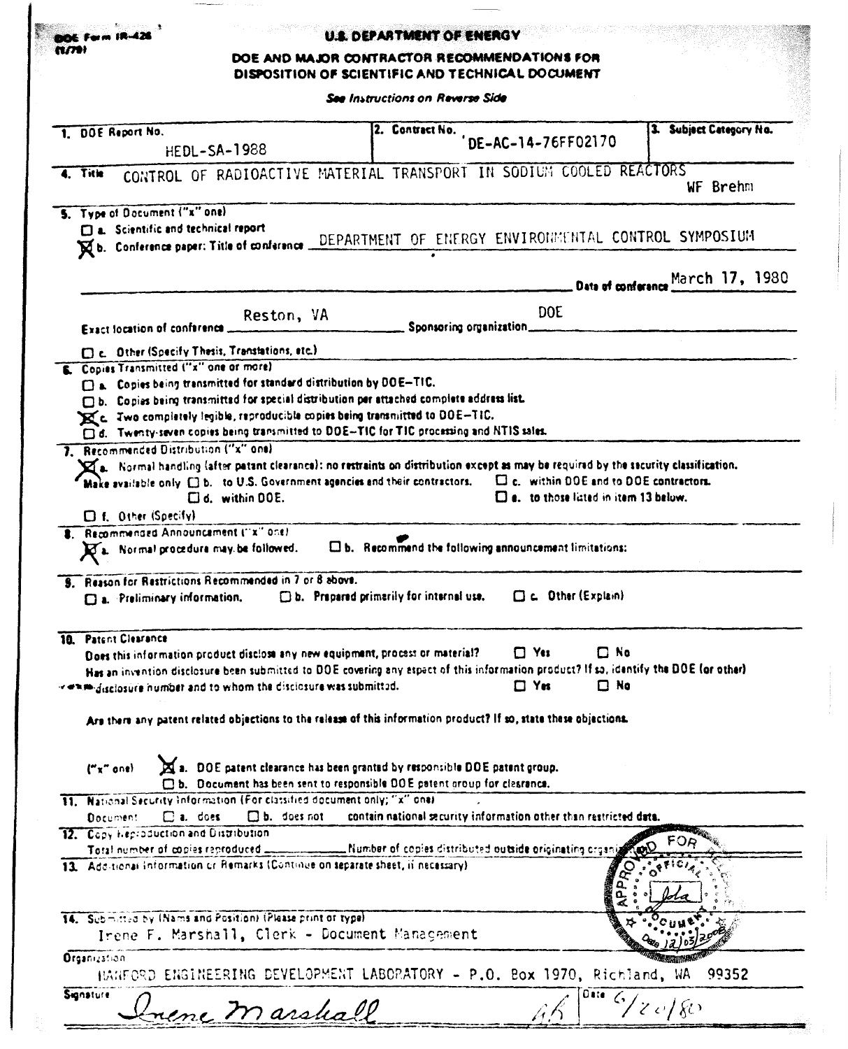DOE Form IR-426
(1/79)

# U.S. DEPARTMENT OF ENERGY

## DOE AND MAJOR CONTRACTOR RECOMMENDATIONS FOR DISPOSITION OF SCIENTIFIC AND TECHNICAL DOCUMENT

*See Instructions on Reverse Side*

| 1. DOE Report No. | 2. Contract No. | 3. Subject Category No. |
|---|---|---|
| HEDL-SA-1988 | DE-AC-14-76FF02170 | |

**4. Title** CONTROL OF RADIOACTIVE MATERIAL TRANSPORT IN SODIUM COOLED REACTORS
WF Brehm

**5. Type of Document ("x" one)**

- ☐ a. Scientific and technical report
- ☒ b. Conference paper: Title of conference DEPARTMENT OF ENERGY ENVIRONMENTAL CONTROL SYMPOSIUM

Date of conference March 17, 1980

Exact location of conference Reston, VA Sponsoring organization DOE

- ☐ c. Other (Specify Thesis, Translations, etc.)

**6. Copies Transmitted ("x" one or more)**

- ☐ a. Copies being transmitted for standard distribution by DOE-TIC.
- ☐ b. Copies being transmitted for special distribution per attached complete address list.
- ☒ c. Two completely legible, reproducible copies being transmitted to DOE-TIC.
- ☐ d. Twenty-seven copies being transmitted to DOE-TIC for TIC processing and NTIS sales.

**7. Recommended Distribution ("x" one)**

- ☒ a. Normal handling (after patent clearance): no restraints on distribution except as may be required by the security classification.

Make available only ☐ b. to U.S. Government agencies and their contractors. ☐ c. within DOE and to DOE contractors.
☐ d. within DOE. ☐ e. to those listed in item 13 below.

- ☐ f. Other (Specify)

**8. Recommended Announcement ("x" one)**

- ☒ a. Normal procedure may be followed. ☐ b. Recommend the following announcement limitations:

**9. Reason for Restrictions Recommended in 7 or 8 above.**

☐ a. Preliminary information. ☐ b. Prepared primarily for internal use. ☐ c. Other (Explain)

**10. Patent Clearance**

Does this information product disclose any new equipment, process or material? ☐ Yes ☐ No

Has an invention disclosure been submitted to DOE covering any aspect of this information product? If so, identify the DOE (or other) disclosure number and to whom the disclosure was submitted. ☐ Yes ☐ No

Are there any patent related objections to the release of this information product? If so, state these objections.

("x" one) ☒ a. DOE patent clearance has been granted by responsible DOE patent group.
☐ b. Document has been sent to responsible DOE patent group for clearance.

**11. National Security Information** (For classified document only; "x" one)

Document ☐ a. does ☐ b. does not contain national security information other than restricted data.

**12. Copy Reproduction and Distribution**

Total number of copies reproduced \_\_\_\_\_\_ Number of copies distributed outside originating organization \_\_\_\_\_\_

**13. Additional Information or Remarks** (Continue on separate sheet, if necessary)

APPROVED FOR RELEASE OFFICIAL DOCUMENT jola Date 12/03/2008

**14. Submitted by (Name and Position)** (Please print or type)

Irene F. Marshall, Clerk - Document Management

Organization

HANFORD ENGINEERING DEVELOPMENT LABORATORY - P.O. Box 1970, Richland, WA 99352

Signature Irene Marshall Date 6/20/80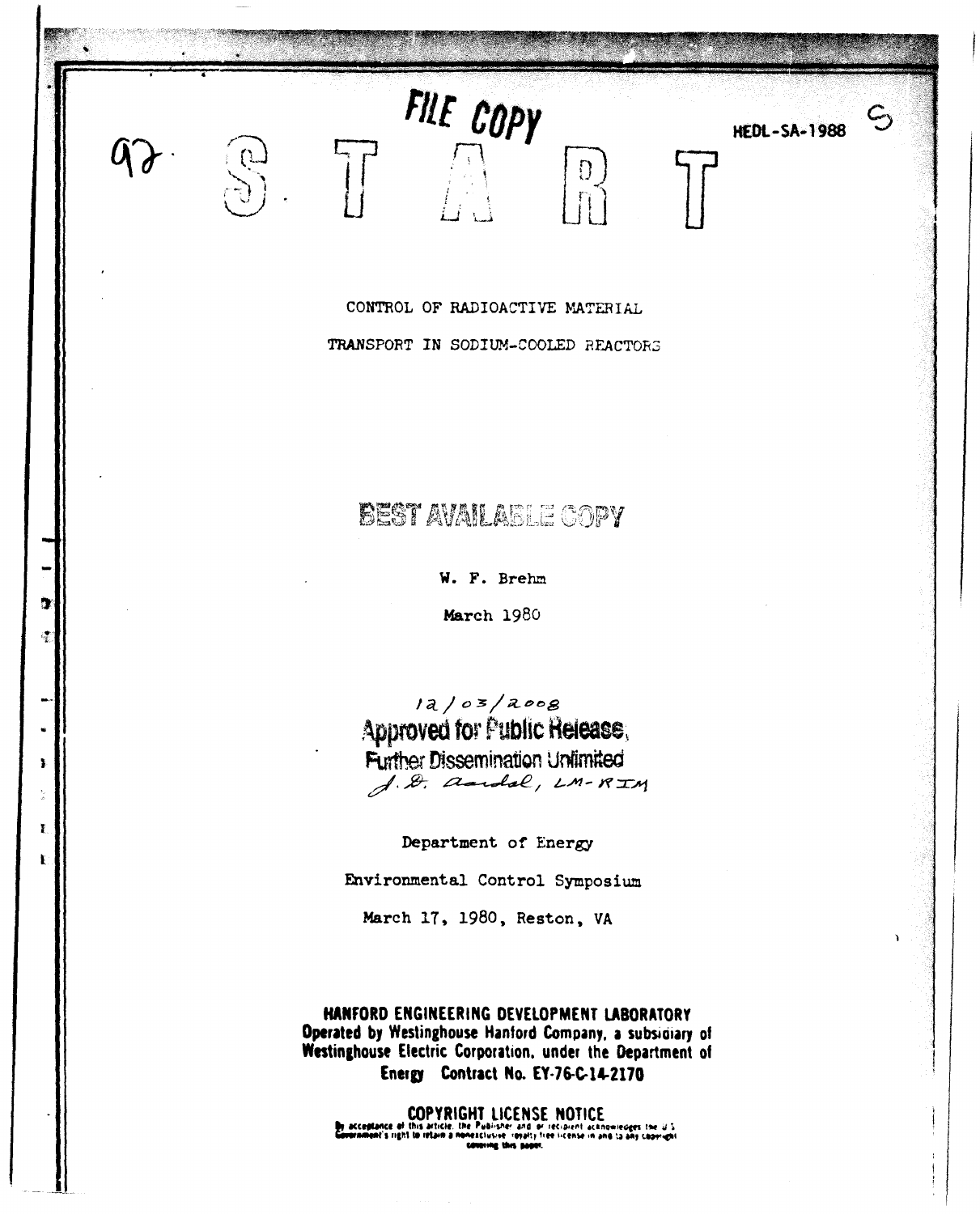FILE COPY

HEDL-SA-1988

START

CONTROL OF RADIOACTIVE MATERIAL

TRANSPORT IN SODIUM-COOLED REACTORS

BEST AVAILABLE COPY

W. F. Brehm

March 1980

12/03/2008

Approved for Public Release,
Further Dissemination Unlimited

Department of Energy

Environmental Control Symposium

March 17, 1980, Reston, VA

**HANFORD ENGINEERING DEVELOPMENT LABORATORY**
**Operated by Westinghouse Hanford Company, a subsidiary of Westinghouse Electric Corporation, under the Department of Energy Contract No. EY-76-C-14-2170**

**COPYRIGHT LICENSE NOTICE**
By acceptance of this article, the Publisher and/or recipient acknowledges the U.S. Government's right to retain a nonexclusive, royalty-free license in and to any copyright covering this paper.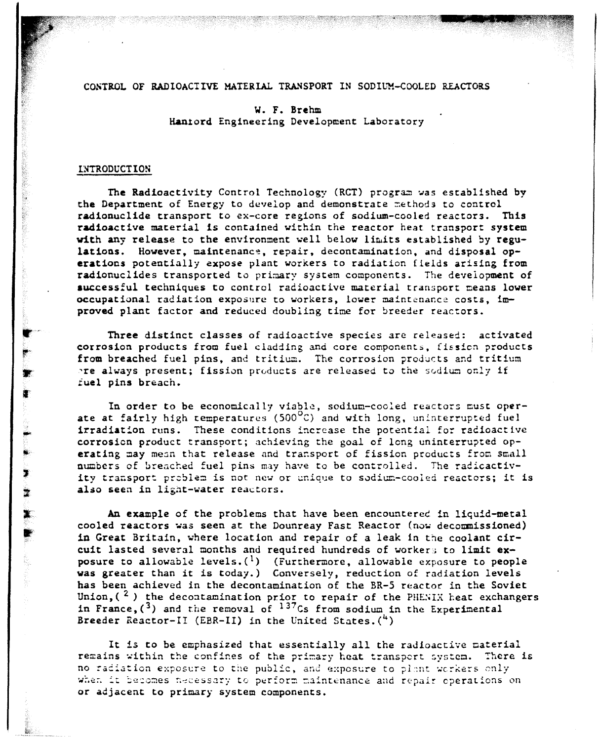# CONTROL OF RADIOACTIVE MATERIAL TRANSPORT IN SODIUM-COOLED REACTORS

W. F. Brehm
Hanford Engineering Development Laboratory

## INTRODUCTION

The Radioactivity Control Technology (RCT) program was established by the Department of Energy to develop and demonstrate methods to control radionuclide transport to ex-core regions of sodium-cooled reactors. This radioactive material is contained within the reactor heat transport system with any release to the environment well below limits established by regulations. However, maintenance, repair, decontamination, and disposal operations potentially expose plant workers to radiation fields arising from radionuclides transported to primary system components. The development of successful techniques to control radioactive material transport means lower occupational radiation exposure to workers, lower maintenance costs, improved plant factor and reduced doubling time for breeder reactors.

Three distinct classes of radioactive species are released: activated corrosion products from fuel cladding and core components, fission products from breached fuel pins, and tritium. The corrosion products and tritium are always present; fission products are released to the sodium only if fuel pins breach.

In order to be economically viable, sodium-cooled reactors must operate at fairly high temperatures (500°C) and with long, uninterrupted fuel irradiation runs. These conditions increase the potential for radioactive corrosion product transport; achieving the goal of long uninterrupted operating may mean that release and transport of fission products from small numbers of breached fuel pins may have to be controlled. The radioactivity transport problem is not new or unique to sodium-cooled reactors; it is also seen in light-water reactors.

An example of the problems that have been encountered in liquid-metal cooled reactors was seen at the Dounreay Fast Reactor (now decommissioned) in Great Britain, where location and repair of a leak in the coolant circuit lasted several months and required hundreds of workers to limit exposure to allowable levels.[1] (Furthermore, allowable exposure to people was greater than it is today.) Conversely, reduction of radiation levels has been achieved in the decontamination of the BR-5 reactor in the Soviet Union,[2] the decontamination prior to repair of the PHENIX heat exchangers in France,[3] and the removal of $^{137}$Cs from sodium in the Experimental Breeder Reactor-II (EBR-II) in the United States.[4]

It is to be emphasized that essentially all the radioactive material remains within the confines of the primary heat transport system. There is no radiation exposure to the public, and exposure to plant workers only when it becomes necessary to perform maintenance and repair operations on or adjacent to primary system components.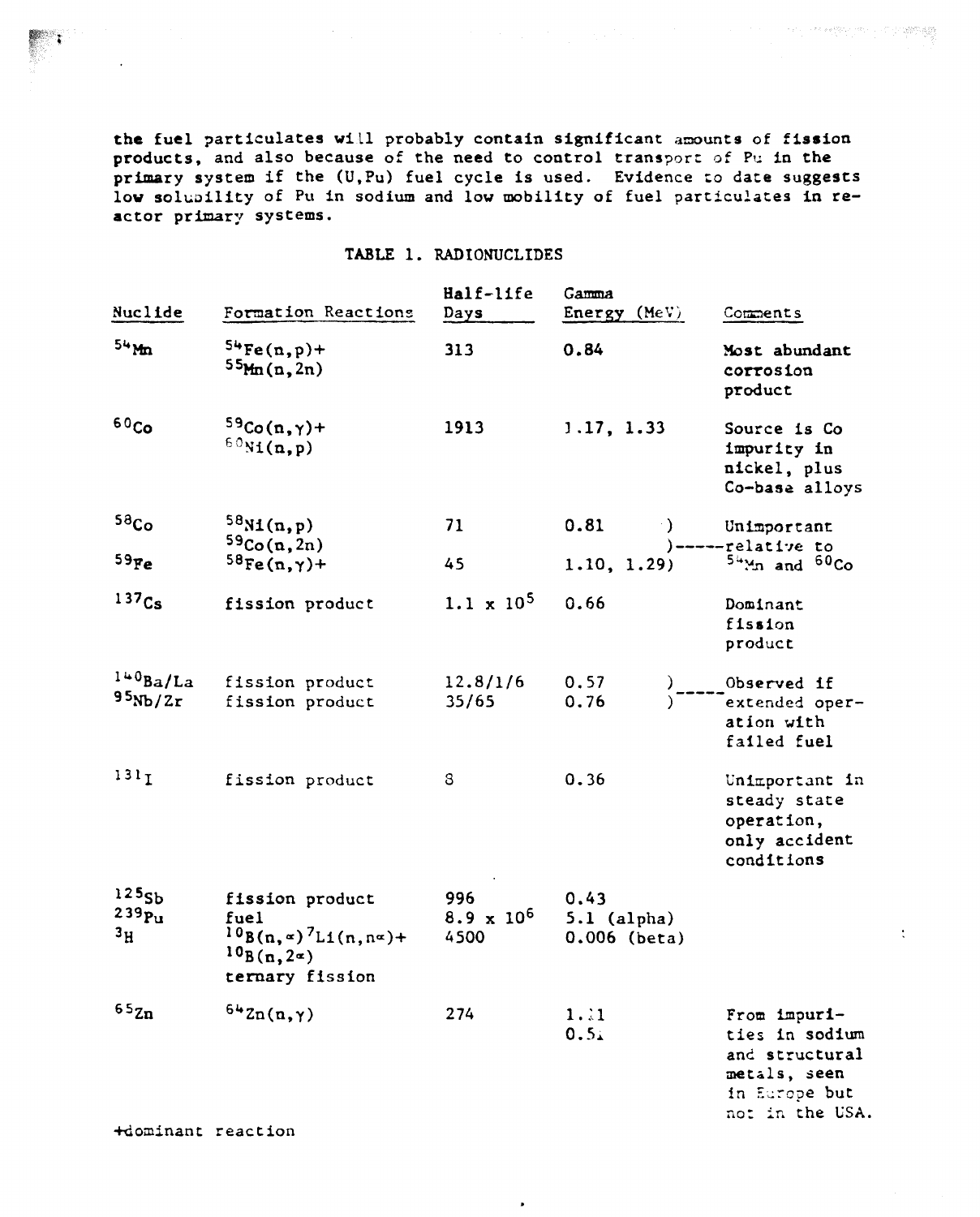the fuel particulates will probably contain significant amounts of fission products, and also because of the need to control transport of Pu in the primary system if the (U,Pu) fuel cycle is used. Evidence to date suggests low solubility of Pu in sodium and low mobility of fuel particulates in reactor primary systems.

TABLE 1. RADIONUCLIDES

| Nuclide | Formation Reactions | Half-life Days | Gamma Energy (MeV) | Comments |
|---|---|---|---|---|
| $^{54}Mn$ | $^{54}Fe(n,p)$+ $^{55}Mn(n,2n)$ | 313 | 0.84 | Most abundant corrosion product |
| $^{60}Co$ | $^{59}Co(n,\gamma)$+ $^{60}Ni(n,p)$ | 1913 | 1.17, 1.33 | Source is Co impurity in nickel, plus Co-base alloys |
| $^{58}Co$ | $^{58}Ni(n,p)$ $^{59}Co(n,2n)$ | 71 | 0.81 | Unimportant relative to $^{54}Mn$ and $^{60}Co$ |
| $^{59}Fe$ | $^{58}Fe(n,\gamma)$+ | 45 | 1.10, 1.29 | |
| $^{137}Cs$ | fission product | $1.1 \times 10^5$ | 0.66 | Dominant fission product |
| $^{140}Ba/La$ | fission product | 12.8/1/6 | 0.57 | Observed if extended operation with failed fuel |
| $^{95}Nb/Zr$ | fission product | 35/65 | 0.76 | |
| $^{131}I$ | fission product | 8 | 0.36 | Unimportant in steady state operation, only accident conditions |
| $^{125}Sb$ | fission product | 996 | 0.43 | |
| $^{239}Pu$ | fuel | $8.9 \times 10^6$ | 5.1 (alpha) | |
| $^{3}H$ | $^{10}B(n,\alpha)^{7}Li(n,n\alpha)$+ $^{10}B(n,2\alpha)$ ternary fission | 4500 | 0.006 (beta) | |
| $^{65}Zn$ | $^{64}Zn(n,\gamma)$ | 274 | 1.11 0.51 | From impurities in sodium and structural metals, seen in Europe but not in the USA. |

+dominant reaction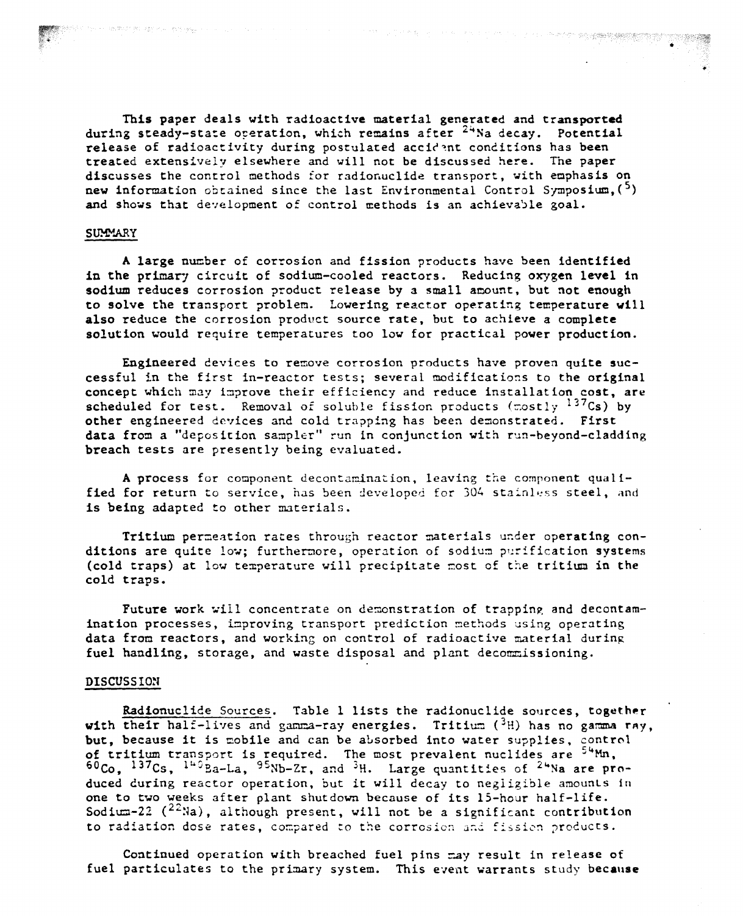This paper deals with radioactive material generated and transported during steady-state operation, which remains after $^{24}Na$ decay. Potential release of radioactivity during postulated accident conditions has been treated extensively elsewhere and will not be discussed here. The paper discusses the control methods for radionuclide transport, with emphasis on new information obtained since the last Environmental Control Symposium,(5) and shows that development of control methods is an achievable goal.

## SUMMARY

A large number of corrosion and fission products have been identified in the primary circuit of sodium-cooled reactors. Reducing oxygen level in sodium reduces corrosion product release by a small amount, but not enough to solve the transport problem. Lowering reactor operating temperature will also reduce the corrosion product source rate, but to achieve a complete solution would require temperatures too low for practical power production.

Engineered devices to remove corrosion products have proven quite successful in the first in-reactor tests; several modifications to the original concept which may improve their efficiency and reduce installation cost, are scheduled for test. Removal of soluble fission products (mostly $^{137}Cs$) by other engineered devices and cold trapping has been demonstrated. First data from a "deposition sampler" run in conjunction with run-beyond-cladding breach tests are presently being evaluated.

A process for component decontamination, leaving the component qualified for return to service, has been developed for 304 stainless steel, and is being adapted to other materials.

Tritium permeation rates through reactor materials under operating conditions are quite low; furthermore, operation of sodium purification systems (cold traps) at low temperature will precipitate most of the tritium in the cold traps.

Future work will concentrate on demonstration of trapping and decontamination processes, improving transport prediction methods using operating data from reactors, and working on control of radioactive material during fuel handling, storage, and waste disposal and plant decommissioning.

## DISCUSSION

Radionuclide Sources. Table 1 lists the radionuclide sources, together with their half-lives and gamma-ray energies. Tritium ($^{3}H$) has no gamma ray, but, because it is mobile and can be absorbed into water supplies, control of tritium transport is required. The most prevalent nuclides are $^{54}Mn$, $^{60}Co$, $^{137}Cs$, $^{140}Ba$-La, $^{95}Nb$-Zr, and $^{3}H$. Large quantities of $^{24}Na$ are produced during reactor operation, but it will decay to negligible amounts in one to two weeks after plant shutdown because of its 15-hour half-life. Sodium-22 ($^{22}Na$), although present, will not be a significant contribution to radiation dose rates, compared to the corrosion and fission products.

Continued operation with breached fuel pins may result in release of fuel particulates to the primary system. This event warrants study because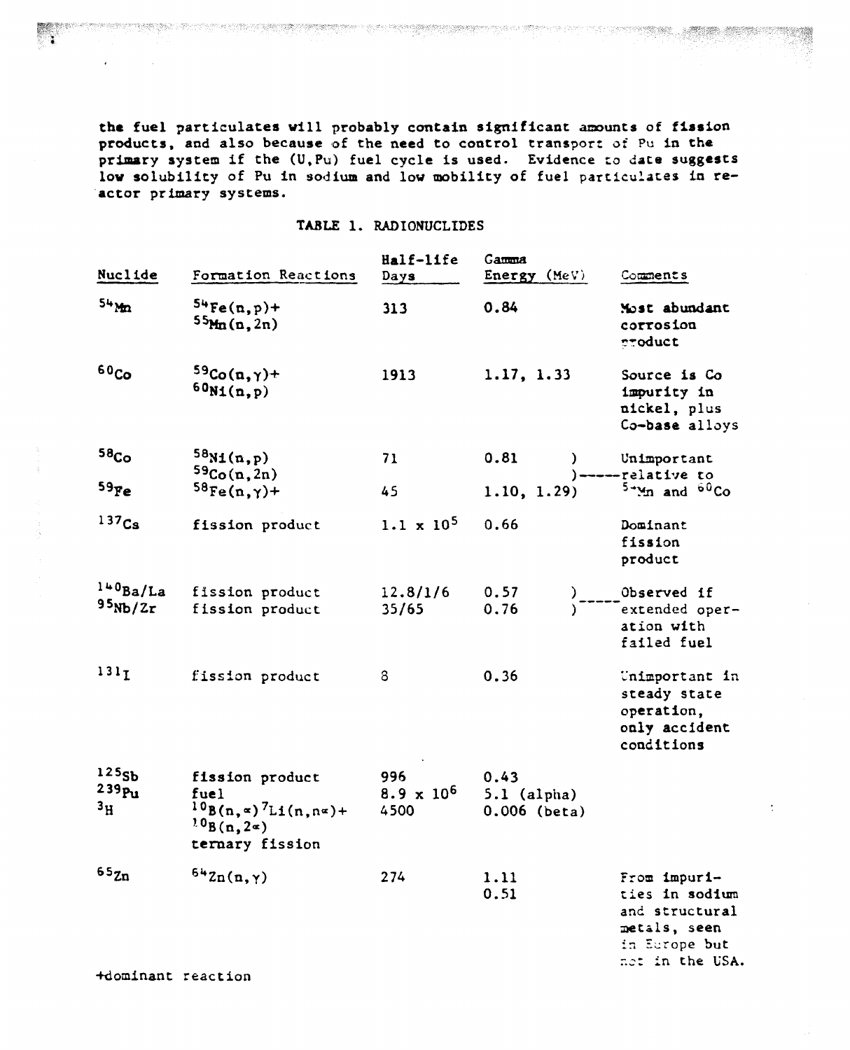the fuel particulates will probably contain significant amounts of fission products, and also because of the need to control transport of Pu in the primary system if the (U,Pu) fuel cycle is used. Evidence to date suggests low solubility of Pu in sodium and low mobility of fuel particulates in reactor primary systems.

TABLE 1. RADIONUCLIDES

| Nuclide | Formation Reactions | Half-life Days | Gamma Energy (MeV) | Comments |
|---|---|---|---|---|
| $^{54}Mn$ | $^{54}Fe(n,p)$+ $^{55}Mn(n,2n)$ | 313 | 0.84 | Most abundant corrosion product |
| $^{60}Co$ | $^{59}Co(n,\gamma)$+ $^{60}Ni(n,p)$ | 1913 | 1.17, 1.33 | Source is Co impurity in nickel, plus Co-base alloys |
| $^{58}Co$ | $^{58}Ni(n,p)$ $^{59}Co(n,2n)$ | 71 | 0.81 | Unimportant relative to $^{54}Mn$ and $^{60}Co$ |
| $^{59}Fe$ | $^{58}Fe(n,\gamma)$+ | 45 | 1.10, 1.29 | Unimportant relative to $^{54}Mn$ and $^{60}Co$ |
| $^{137}Cs$ | fission product | $1.1 \times 10^5$ | 0.66 | Dominant fission product |
| $^{140}Ba/La$ | fission product | 12.8/1/6 | 0.57 | Observed if extended operation with failed fuel |
| $^{95}Nb/Zr$ | fission product | 35/65 | 0.76 | Observed if extended operation with failed fuel |
| $^{131}I$ | fission product | 8 | 0.36 | Unimportant in steady state operation, only accident conditions |
| $^{125}Sb$ | fission product | 996 | 0.43 | |
| $^{239}Pu$ | fuel | $8.9 \times 10^6$ | 5.1 (alpha) | |
| $^{3}H$ | $^{10}B(n,\alpha)^{7}Li(n,n\alpha)$+ $^{10}B(n,2\alpha)$ ternary fission | 4500 | 0.006 (beta) | |
| $^{65}Zn$ | $^{64}Zn(n,\gamma)$ | 274 | 1.11 0.51 | From impurities in sodium and structural metals, seen in Europe but not in the USA. |

+dominant reaction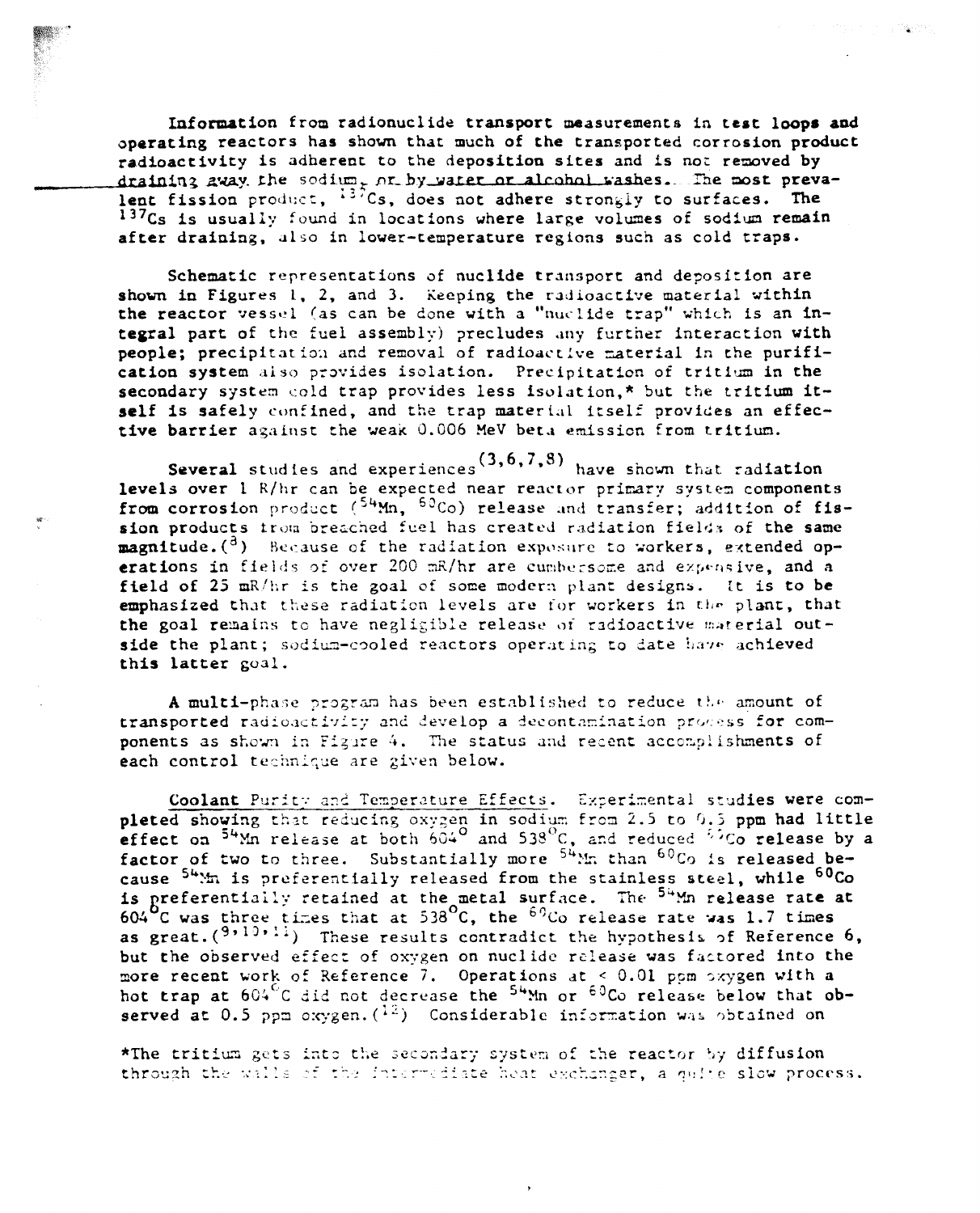Information from radionuclide transport measurements in test loops and operating reactors has shown that much of the transported corrosion product radioactivity is adherent to the deposition sites and is not removed by draining away the sodium, or by water or alcohol washes. The most prevalent fission product, $^{137}$Cs, does not adhere strongly to surfaces. The $^{137}$Cs is usually found in locations where large volumes of sodium remain after draining, also in lower-temperature regions such as cold traps.

Schematic representations of nuclide transport and deposition are shown in Figures 1, 2, and 3. Keeping the radioactive material within the reactor vessel (as can be done with a "nuclide trap" which is an integral part of the fuel assembly) precludes any further interaction with people; precipitation and removal of radioactive material in the purification system also provides isolation. Precipitation of tritium in the secondary system cold trap provides less isolation,* but the tritium itself is safely confined, and the trap material itself provides an effective barrier against the weak 0.006 MeV beta emission from tritium.

Several studies and experiences[3,6,7,8] have shown that radiation levels over 1 R/hr can be expected near reactor primary system components from corrosion product ($^{54}$Mn, $^{60}$Co) release and transfer; addition of fission products from breached fuel has created radiation fields of the same magnitude.[3] Because of the radiation exposure to workers, extended operations in fields of over 200 mR/hr are cumbersome and expensive, and a field of 25 mR/hr is the goal of some modern plant designs. It is to be emphasized that these radiation levels are for workers in the plant, that the goal remains to have negligible release of radioactive material outside the plant; sodium-cooled reactors operating to date have achieved this latter goal.

A multi-phase program has been established to reduce the amount of transported radioactivity and develop a decontamination process for components as shown in Figure 4. The status and recent accomplishments of each control technique are given below.

Coolant Purity and Temperature Effects. Experimental studies were completed showing that reducing oxygen in sodium from 2.5 to 0.5 ppm had little effect on $^{54}$Mn release at both 604° and 538°C, and reduced $^{60}$Co release by a factor of two to three. Substantially more $^{54}$Mn than $^{60}$Co is released because $^{54}$Mn is preferentially released from the stainless steel, while $^{60}$Co is preferentially retained at the metal surface. The $^{54}$Mn release rate at 604°C was three times that at 538°C, the $^{60}$Co release rate was 1.7 times as great.[9,10,11] These results contradict the hypothesis of Reference 6, but the observed effect of oxygen on nuclide release was factored into the more recent work of Reference 7. Operations at < 0.01 ppm oxygen with a hot trap at 604°C did not decrease the $^{54}$Mn or $^{60}$Co release below that observed at 0.5 ppm oxygen.[12] Considerable information was obtained on

*The tritium gets into the secondary system of the reactor by diffusion through the walls of the intermediate heat exchanger, a quite slow process.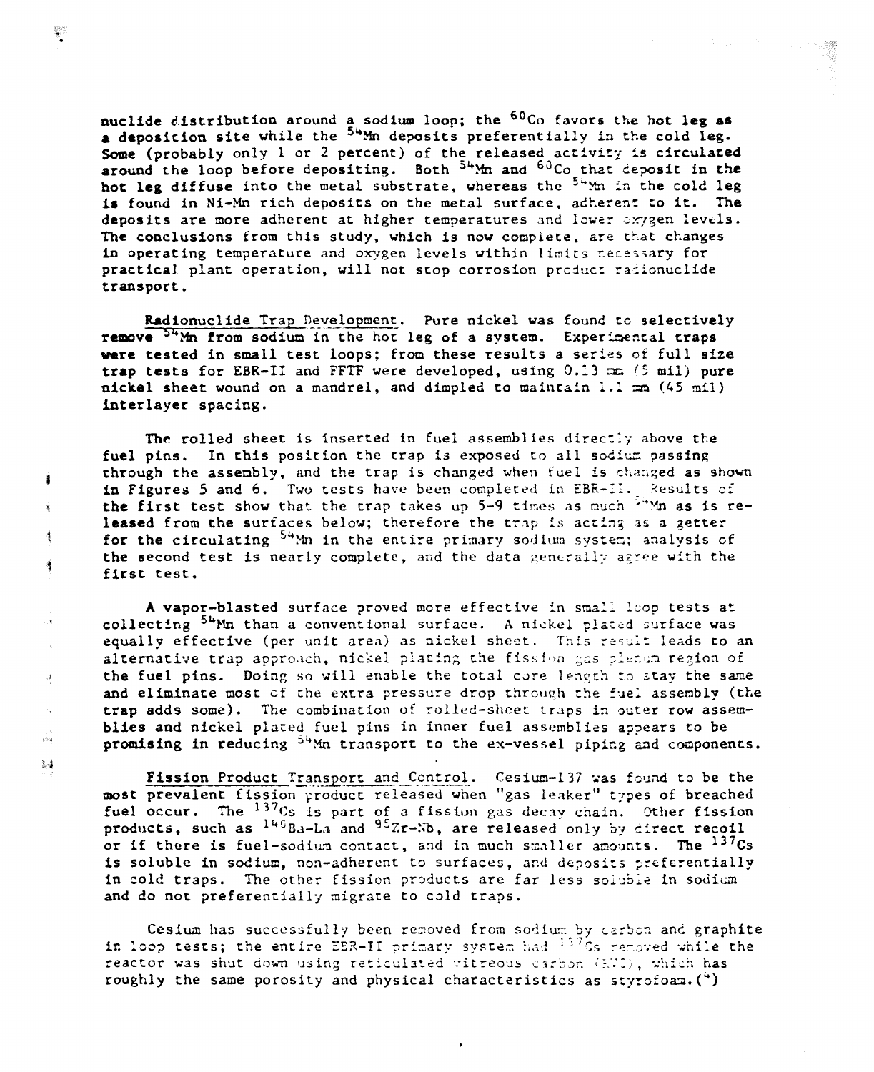nuclide distribution around a sodium loop; the $^{60}Co$ favors the hot leg as a deposition site while the $^{54}Mn$ deposits preferentially in the cold leg. Some (probably only 1 or 2 percent) of the released activity is circulated around the loop before depositing. Both $^{54}Mn$ and $^{60}Co$ that deposit in the hot leg diffuse into the metal substrate, whereas the $^{54}Mn$ in the cold leg is found in Ni-Mn rich deposits on the metal surface, adherent to it. The deposits are more adherent at higher temperatures and lower oxygen levels. The conclusions from this study, which is now complete, are that changes in operating temperature and oxygen levels within limits necessary for practical plant operation, will not stop corrosion product radionuclide transport.

**Radionuclide Trap Development.** Pure nickel was found to selectively remove $^{54}Mn$ from sodium in the hot leg of a system. Experimental traps were tested in small test loops; from these results a series of full size trap tests for EBR-II and FFTF were developed, using 0.13 mm (5 mil) pure nickel sheet wound on a mandrel, and dimpled to maintain 1.1 mm (45 mil) interlayer spacing.

The rolled sheet is inserted in fuel assemblies directly above the fuel pins. In this position the trap is exposed to all sodium passing through the assembly, and the trap is changed when fuel is changed as shown in Figures 5 and 6. Two tests have been completed in EBR-II. Results of the first test show that the trap takes up 5-9 times as much $^{54}Mn$ as is released from the surfaces below; therefore the trap is acting as a getter for the circulating $^{54}Mn$ in the entire primary sodium system; analysis of the second test is nearly complete, and the data generally agree with the first test.

A vapor-blasted surface proved more effective in small loop tests at collecting $^{54}Mn$ than a conventional surface. A nickel plated surface was equally effective (per unit area) as nickel sheet. This result leads to an alternative trap approach, nickel plating the fission gas plenum region of the fuel pins. Doing so will enable the total core length to stay the same and eliminate most of the extra pressure drop through the fuel assembly (the trap adds some). The combination of rolled-sheet traps in outer row assemblies and nickel plated fuel pins in inner fuel assemblies appears to be promising in reducing $^{54}Mn$ transport to the ex-vessel piping and components.

**Fission Product Transport and Control.** Cesium-137 was found to be the most prevalent fission product released when "gas leaker" types of breached fuel occur. The $^{137}Cs$ is part of a fission gas decay chain. Other fission products, such as $^{140}Ba$-La and $^{95}Zr$-Nb, are released only by direct recoil or if there is fuel-sodium contact, and in much smaller amounts. The $^{137}Cs$ is soluble in sodium, non-adherent to surfaces, and deposits preferentially in cold traps. The other fission products are far less soluble in sodium and do not preferentially migrate to cold traps.

Cesium has successfully been removed from sodium by carbon and graphite in loop tests; the entire EBR-II primary system had $^{137}Cs$ removed while the reactor was shut down using reticulated vitreous carbon (RVC), which has roughly the same porosity and physical characteristics as styrofoam.[4]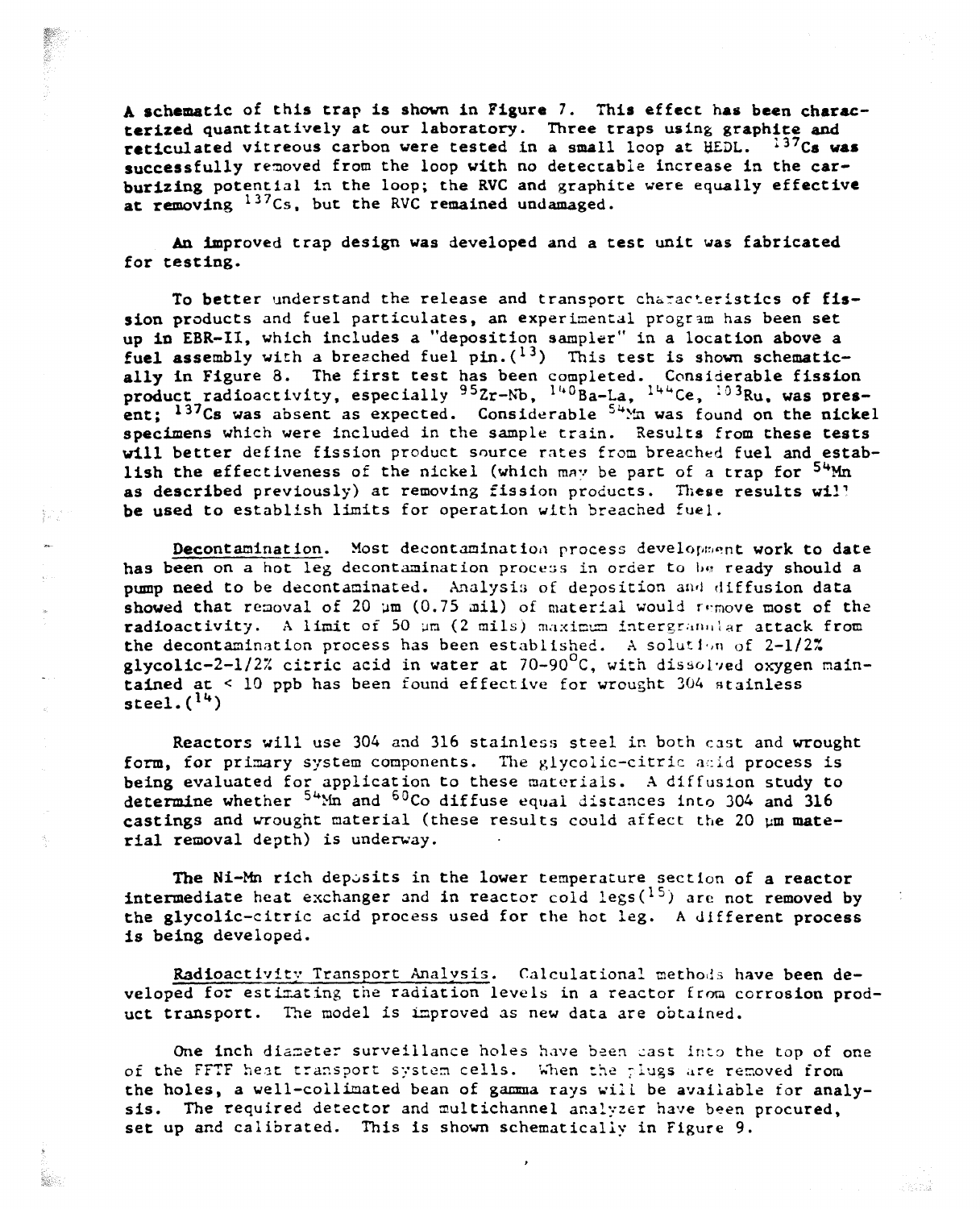A schematic of this trap is shown in Figure 7. This effect has been characterized quantitatively at our laboratory. Three traps using graphite and reticulated vitreous carbon were tested in a small loop at HEDL. $^{137}Cs$ was successfully removed from the loop with no detectable increase in the carburizing potential in the loop; the RVC and graphite were equally effective at removing $^{137}Cs$, but the RVC remained undamaged.

An improved trap design was developed and a test unit was fabricated for testing.

To better understand the release and transport characteristics of fission products and fuel particulates, an experimental program has been set up in EBR-II, which includes a "deposition sampler" in a location above a fuel assembly with a breached fuel pin.[13] This test is shown schematically in Figure 8. The first test has been completed. Considerable fission product radioactivity, especially $^{95}Zr$-Nb, $^{140}Ba$-La, $^{144}Ce$, $^{103}Ru$, was present; $^{137}Cs$ was absent as expected. Considerable $^{54}Mn$ was found on the nickel specimens which were included in the sample train. Results from these tests will better define fission product source rates from breached fuel and establish the effectiveness of the nickel (which may be part of a trap for $^{54}Mn$ as described previously) at removing fission products. These results will be used to establish limits for operation with breached fuel.

Decontamination. Most decontamination process development work to date has been on a hot leg decontamination process in order to be ready should a pump need to be decontaminated. Analysis of deposition and diffusion data showed that removal of 20 μm (0.75 mil) of material would remove most of the radioactivity. A limit of 50 μm (2 mils) maximum intergranular attack from the decontamination process has been established. A solution of 2-1/2% glycolic-2-1/2% citric acid in water at 70-90°C, with dissolved oxygen maintained at < 10 ppb has been found effective for wrought 304 stainless steel.[14]

Reactors will use 304 and 316 stainless steel in both cast and wrought form, for primary system components. The glycolic-citric acid process is being evaluated for application to these materials. A diffusion study to determine whether $^{54}Mn$ and $^{60}Co$ diffuse equal distances into 304 and 316 castings and wrought material (these results could affect the 20 μm material removal depth) is underway.

The Ni-Mn rich deposits in the lower temperature section of a reactor intermediate heat exchanger and in reactor cold legs[15] are not removed by the glycolic-citric acid process used for the hot leg. A different process is being developed.

Radioactivity Transport Analysis. Calculational methods have been developed for estimating the radiation levels in a reactor from corrosion product transport. The model is improved as new data are obtained.

One inch diameter surveillance holes have been cast into the top of one of the FFTF heat transport system cells. When the plugs are removed from the holes, a well-collimated beam of gamma rays will be available for analysis. The required detector and multichannel analyzer have been procured, set up and calibrated. This is shown schematically in Figure 9.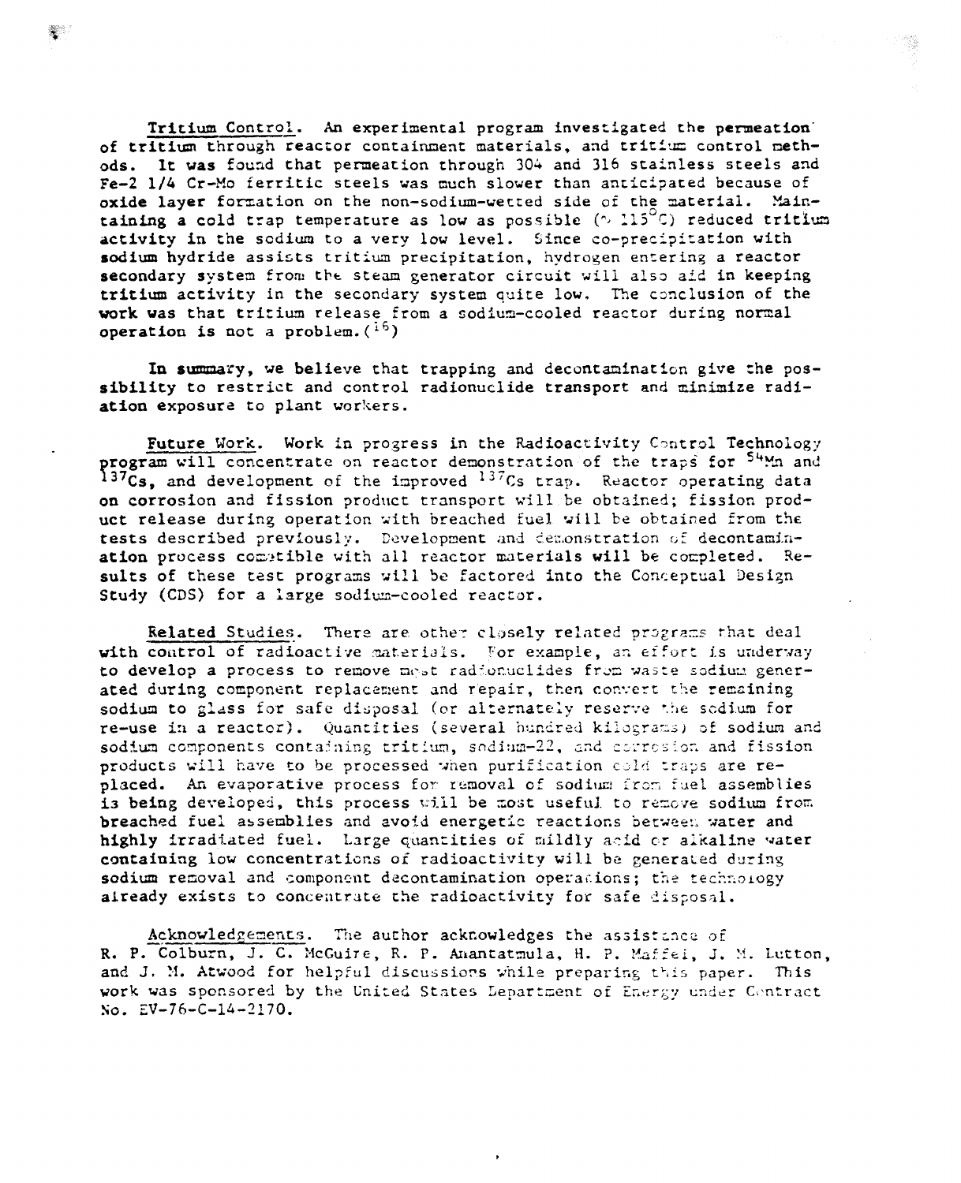Tritium Control. An experimental program investigated the permeation of tritium through reactor containment materials, and tritium control methods. It was found that permeation through 304 and 316 stainless steels and Fe-2 1/4 Cr-Mo ferritic steels was much slower than anticipated because of oxide layer formation on the non-sodium-wetted side of the material. Maintaining a cold trap temperature as low as possible (~ 115°C) reduced tritium activity in the sodium to a very low level. Since co-precipitation with sodium hydride assists tritium precipitation, hydrogen entering a reactor secondary system from the steam generator circuit will also aid in keeping tritium activity in the secondary system quite low. The conclusion of the work was that tritium release from a sodium-cooled reactor during normal operation is not a problem.(16)

In summary, we believe that trapping and decontamination give the possibility to restrict and control radionuclide transport and minimize radiation exposure to plant workers.

Future Work. Work in progress in the Radioactivity Control Technology program will concentrate on reactor demonstration of the traps for $^{54}$Mn and $^{137}$Cs, and development of the improved $^{137}$Cs trap. Reactor operating data on corrosion and fission product transport will be obtained; fission product release during operation with breached fuel will be obtained from the tests described previously. Development and demonstration of decontamination process compatible with all reactor materials will be completed. Results of these test programs will be factored into the Conceptual Design Study (CDS) for a large sodium-cooled reactor.

Related Studies. There are other closely related programs that deal with control of radioactive materials. For example, an effort is underway to develop a process to remove most radionuclides from waste sodium generated during component replacement and repair, then convert the remaining sodium to glass for safe disposal (or alternately reserve the sodium for re-use in a reactor). Quantities (several hundred kilograms) of sodium and sodium components containing tritium, sodium-22, and corrosion and fission products will have to be processed when purification cold traps are replaced. An evaporative process for removal of sodium from fuel assemblies is being developed, this process will be most useful to remove sodium from breached fuel assemblies and avoid energetic reactions between water and highly irradiated fuel. Large quantities of mildly acid or alkaline water containing low concentrations of radioactivity will be generated during sodium removal and component decontamination operations; the technology already exists to concentrate the radioactivity for safe disposal.

Acknowledgements. The author acknowledges the assistance of R. P. Colburn, J. C. McGuire, R. P. Anantatmula, H. P. Maffei, J. M. Lutton, and J. M. Atwood for helpful discussions while preparing this paper. This work was sponsored by the United States Department of Energy under Contract No. EV-76-C-14-2170.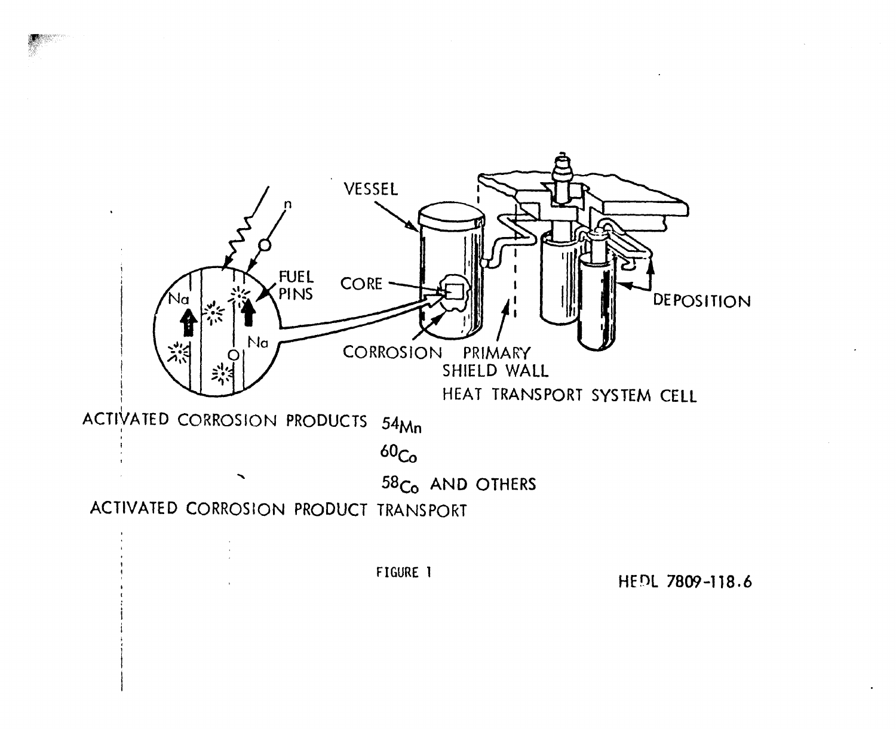ACTIVATED CORROSION PRODUCTS $^{54}Mn$

$^{60}Co$

$^{58}Co$ AND OTHERS

ACTIVATED CORROSION PRODUCT TRANSPORT

FIGURE 1

HEDL 7809-118.6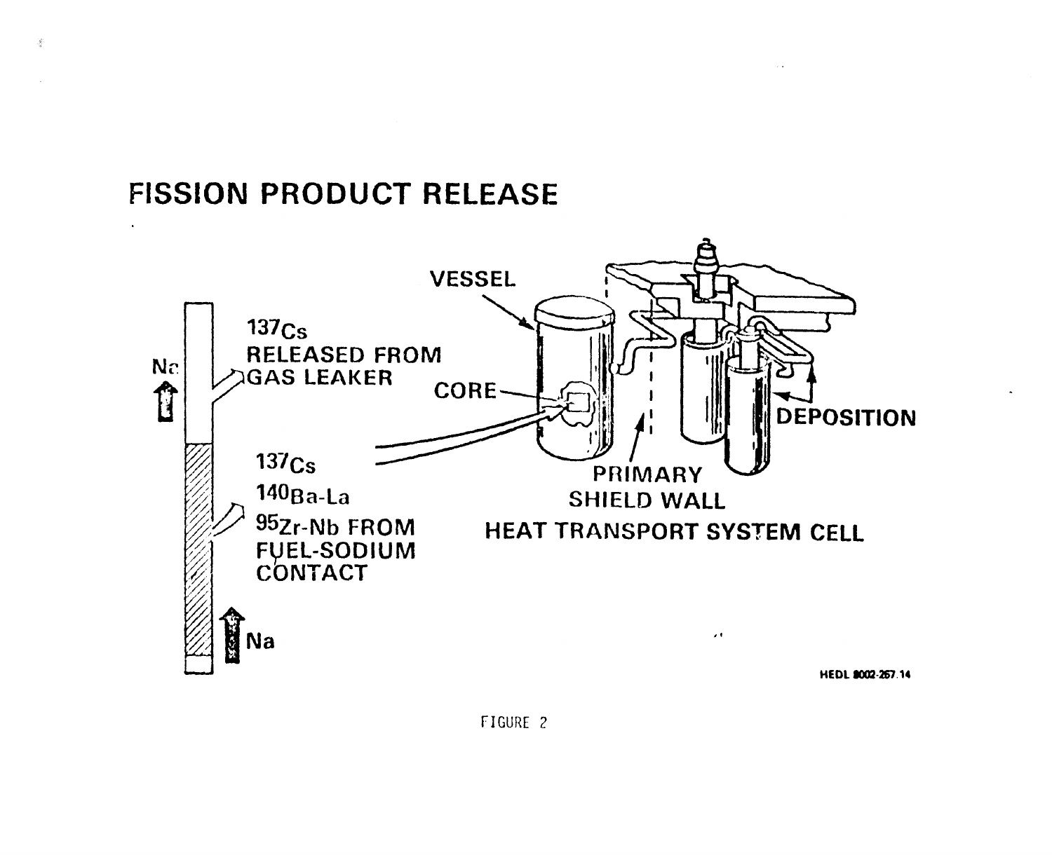# FISSION PRODUCT RELEASE

Na

$^{137}Cs$ RELEASED FROM GAS LEAKER

$^{137}Cs$

$^{140}Ba$-La

$^{95}Zr$-Nb FROM FUEL-SODIUM CONTACT

Na

VESSEL

CORE

PRIMARY SHIELD WALL

DEPOSITION

HEAT TRANSPORT SYSTEM CELL

HEDL 8002-257.14

FIGURE 2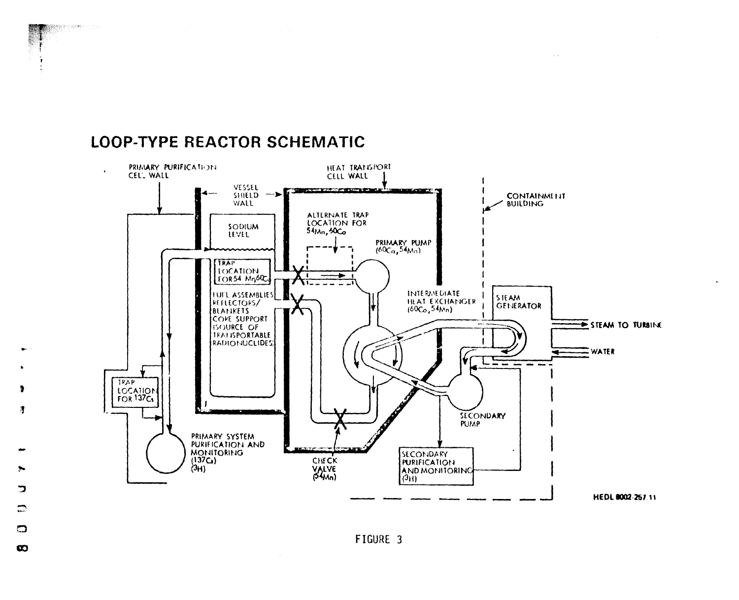## LOOP-TYPE REACTOR SCHEMATIC

PRIMARY PURIFICATION CELL WALL

VESSEL SHIELD WALL

HEAT TRANSPORT CELL WALL

CONTAINMENT BUILDING

SODIUM LEVEL

TRAP LOCATION FOR $^{54}Mn$, $^{60}Co$

ALTERNATE TRAP LOCATION FOR $^{54}Mn$, $^{60}Co$

PRIMARY PUMP ($^{60}Co$, $^{54}Mn$)

FUEL ASSEMBLIES REFLECTORS/ BLANKETS CORE SUPPORT (SOURCE OF TRANSPORTABLE RADIONUCLIDES)

INTERMEDIATE HEAT EXCHANGER ($^{60}Co$, $^{54}Mn$)

STEAM GENERATOR

STEAM TO TURBINE

WATER

TRAP LOCATION FOR $^{137}Cs$

SECONDARY PUMP

PRIMARY SYSTEM PURIFICATION AND MONITORING ($^{137}Cs$) ($^{3}H$)

CHECK VALVE ($^{54}Mn$)

SECONDARY PURIFICATION AND MONITORING ($^{3}H$)

HEDL 8002-267.11

FIGURE 3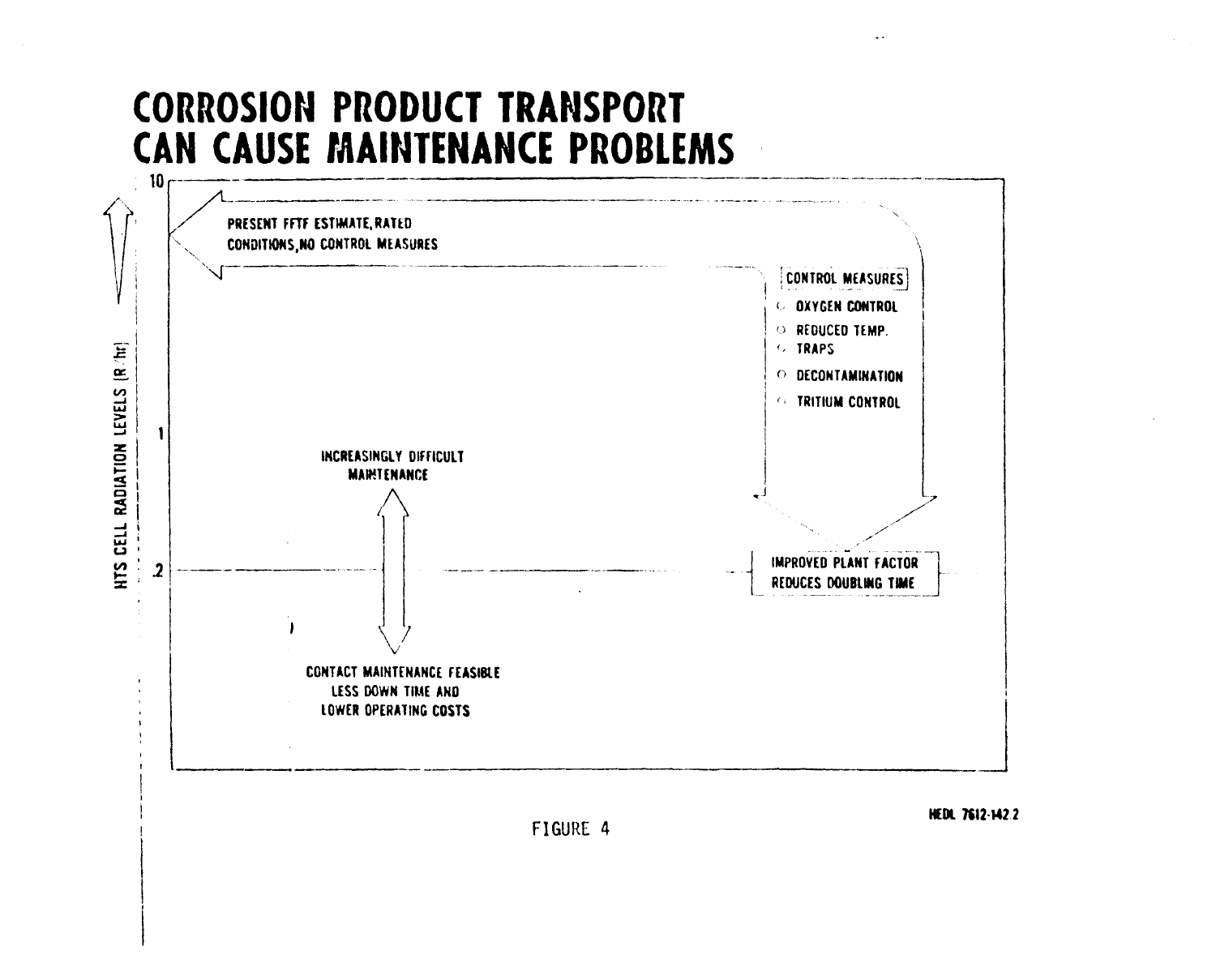# CORROSION PRODUCT TRANSPORT CAN CAUSE MAINTENANCE PROBLEMS

HTS CELL RADIATION LEVELS (R/hr)

10

PRESENT FFTF ESTIMATE, RATED CONDITIONS, NO CONTROL MEASURES

CONTROL MEASURES

- OXYGEN CONTROL
- REDUCED TEMP.
- TRAPS
- DECONTAMINATION
- TRITIUM CONTROL

1

INCREASINGLY DIFFICULT MAINTENANCE

.2

IMPROVED PLANT FACTOR REDUCES DOUBLING TIME

CONTACT MAINTENANCE FEASIBLE LESS DOWN TIME AND LOWER OPERATING COSTS

HEDL 7612-142.2

FIGURE 4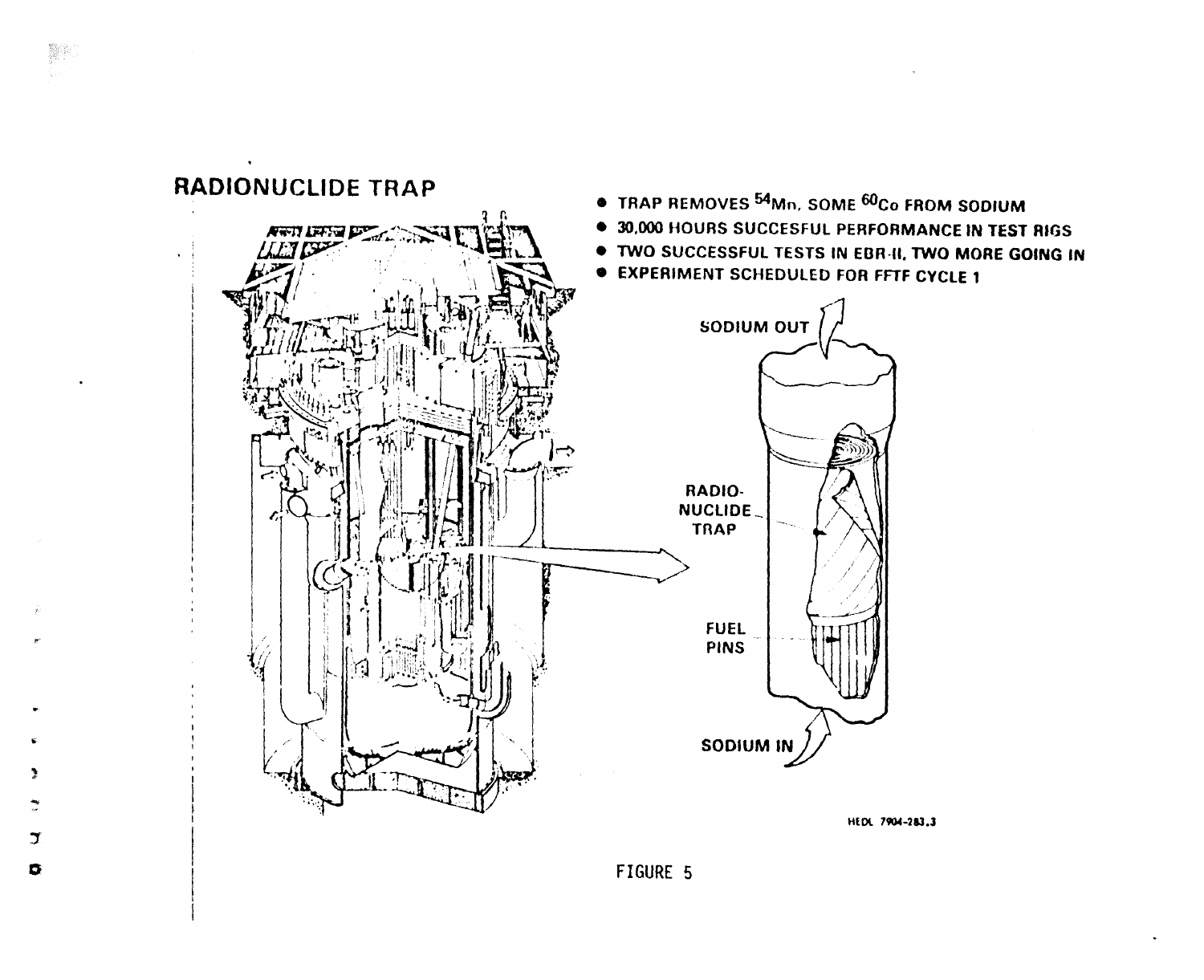## RADIONUCLIDE TRAP

- TRAP REMOVES $^{54}Mn$, SOME $^{60}Co$ FROM SODIUM
- 30,000 HOURS SUCCESFUL PERFORMANCE IN TEST RIGS
- TWO SUCCESSFUL TESTS IN EBR-II, TWO MORE GOING IN
- EXPERIMENT SCHEDULED FOR FFTF CYCLE 1

SODIUM OUT

RADIO-NUCLIDE TRAP

FUEL PINS

SODIUM IN

HEDL 7904-283.3

FIGURE 5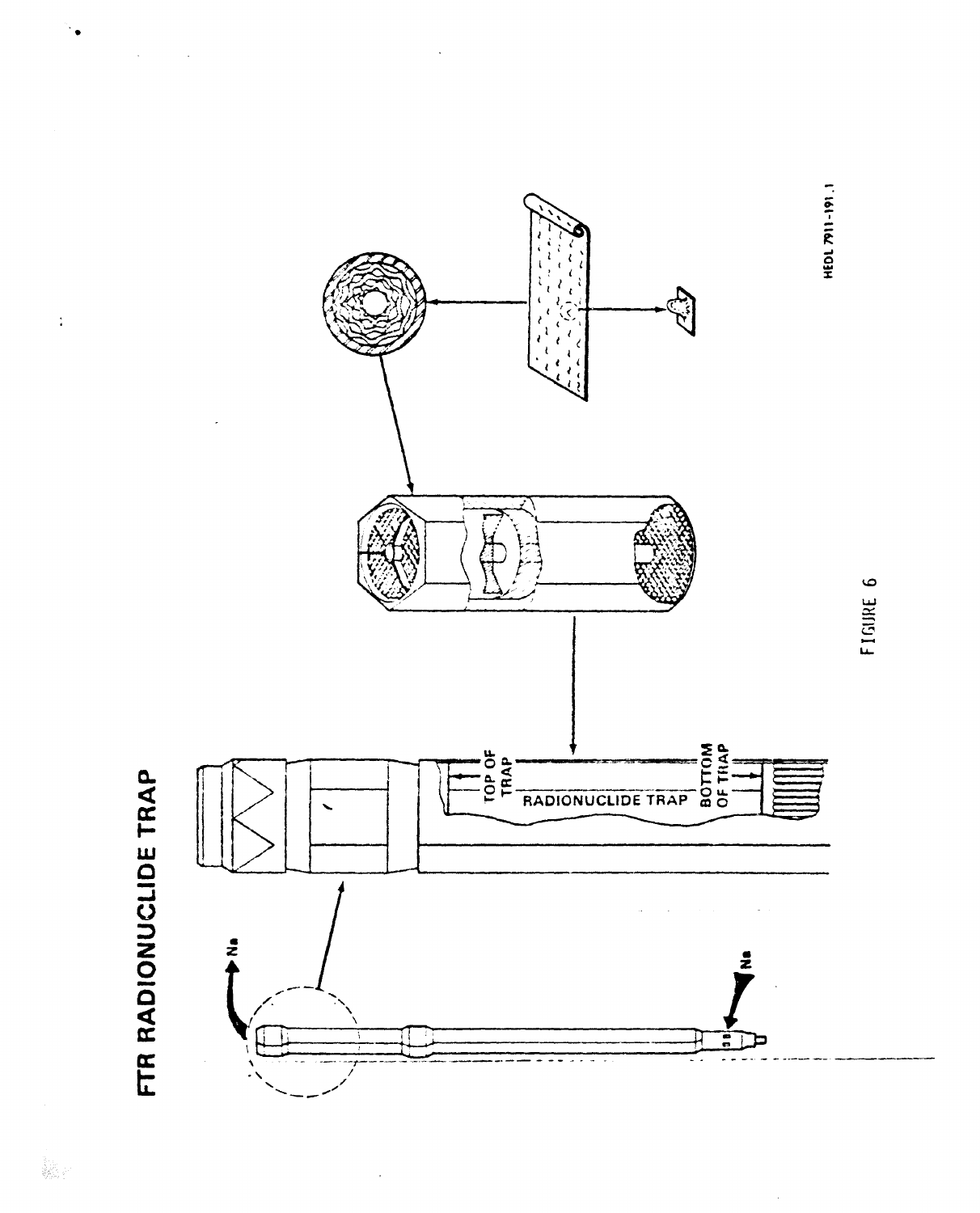# FTR RADIONUCLIDE TRAP

Na

Na

TOP OF TRAP

RADIONUCLIDE TRAP

BOTTOM OF TRAP

HEDL 7911-191.1

FIGURE 6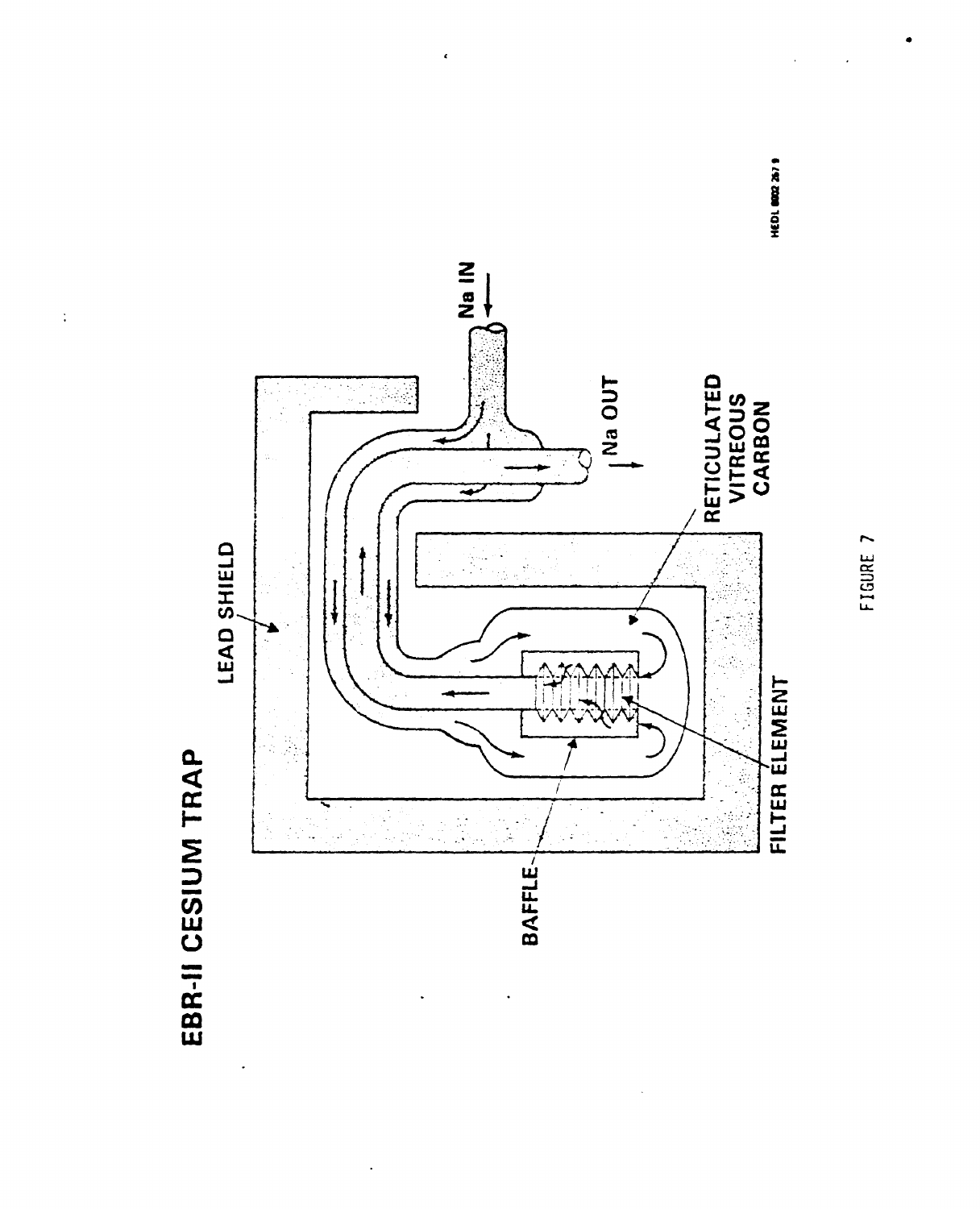# EBR-II CESIUM TRAP

LEAD SHIELD

Na IN

Na OUT

RETICULATED VITREOUS CARBON

FILTER ELEMENT

BAFFLE

HEDL 8002 267.9

FIGURE 7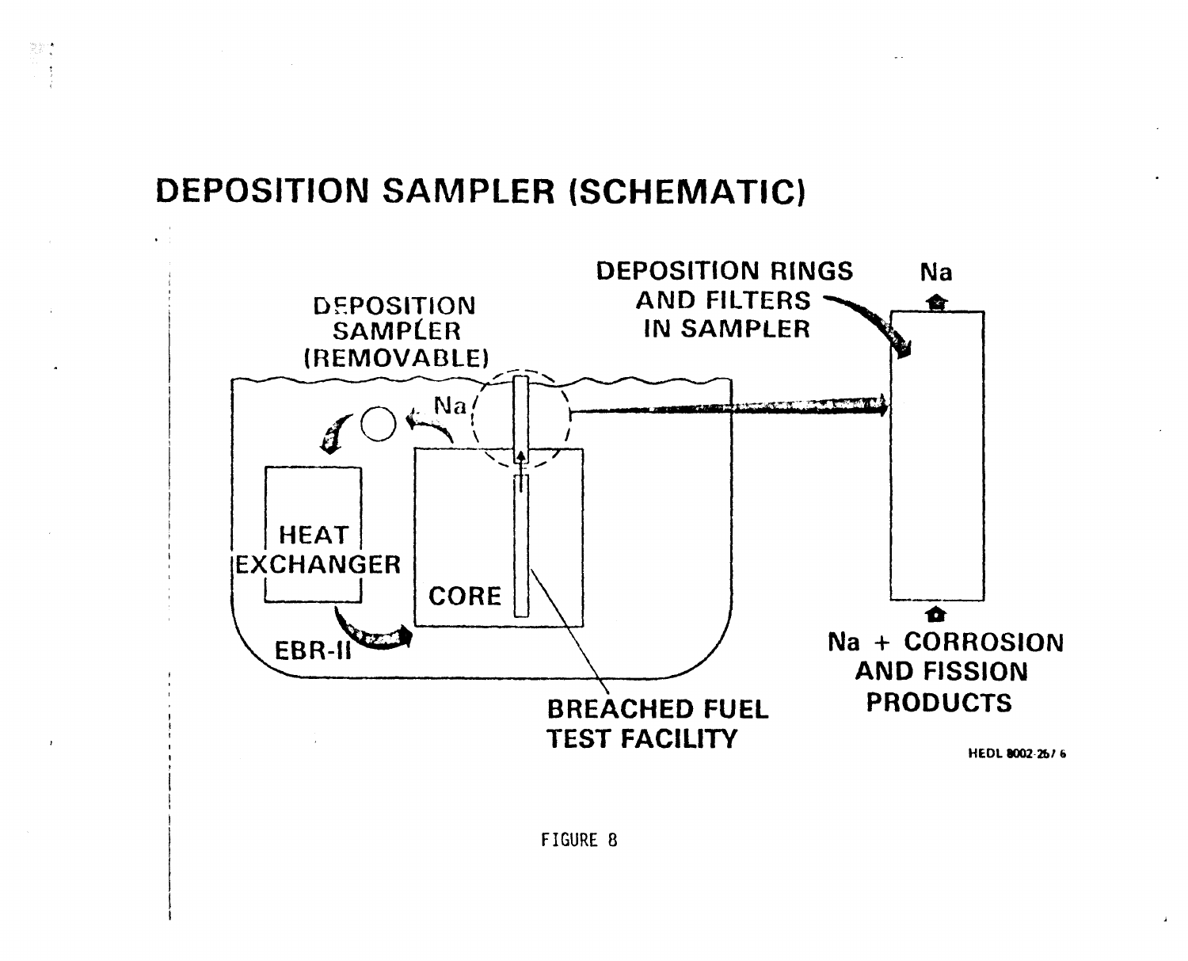# DEPOSITION SAMPLER (SCHEMATIC)

DEPOSITION SAMPLER (REMOVABLE)

DEPOSITION RINGS AND FILTERS IN SAMPLER

Na

Na

HEAT EXCHANGER

CORE

EBR-II

BREACHED FUEL TEST FACILITY

Na + CORROSION AND FISSION PRODUCTS

HEDL 8002-25/6

FIGURE 8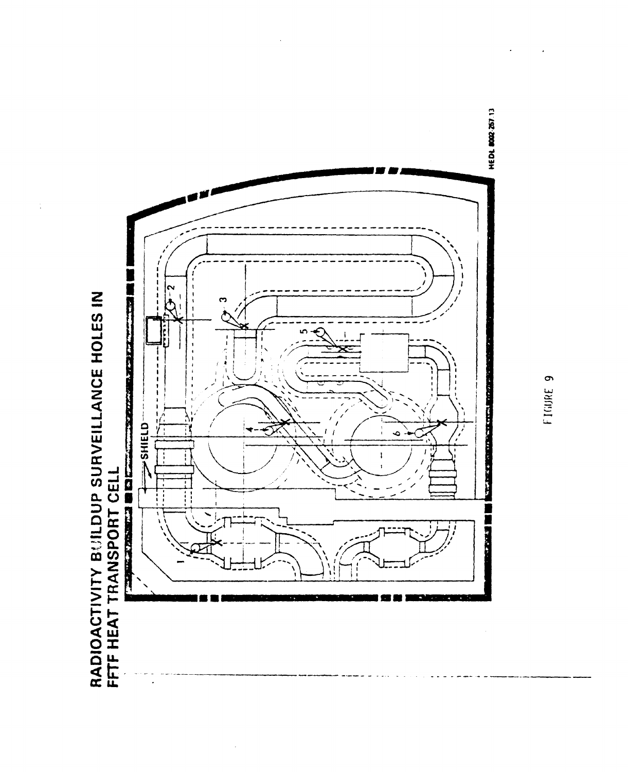# RADIOACTIVITY BUILDUP SURVEILLANCE HOLES IN FFTF HEAT TRANSPORT CELL

SHIELD

1

2

3

4

5

6

HEDL 8002-267.13

FIGURE 9